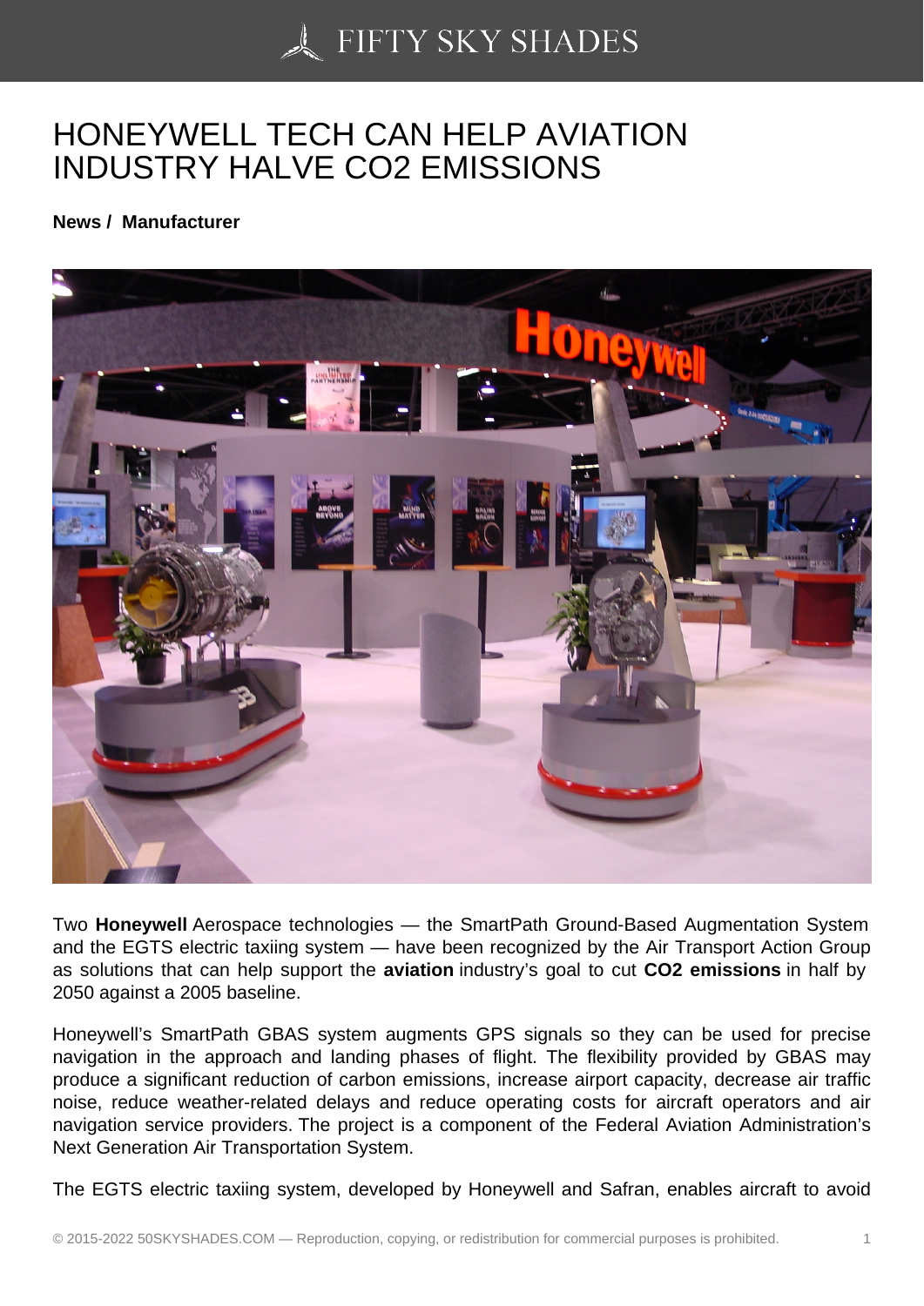# HONEYWELL TECH CAN HELP AVIATION INDUSTRY HALVE CO2 EMISSIONS

**News / Manufacturer**

Two **Honeywell** Aerospace technologies — the SmartPath Ground-Based Augmentation System and the EGTS electric taxiing system — have been recognized by the Air Transport Action Group as solutions that can help support the **aviation** industry's goal to cut **CO2 emissions** in half by 2050 against a 2005 baseline.

Honeywell's SmartPath GBAS system augments GPS signals so they can be used for precise navigation in the approach and landing phases of flight. The flexibility provided by GBAS may produce a significant reduction of carbon emissions, increase airport capacity, decrease air traffic noise, reduce weather-related delays and reduce operating costs for aircraft operators and air navigation service providers. The project is a component of the Federal Aviation Administration's Next Generation Air Transportation System.

The EGTS electric taxiing system, developed by Honeywell and Safran, enables aircraft to avoid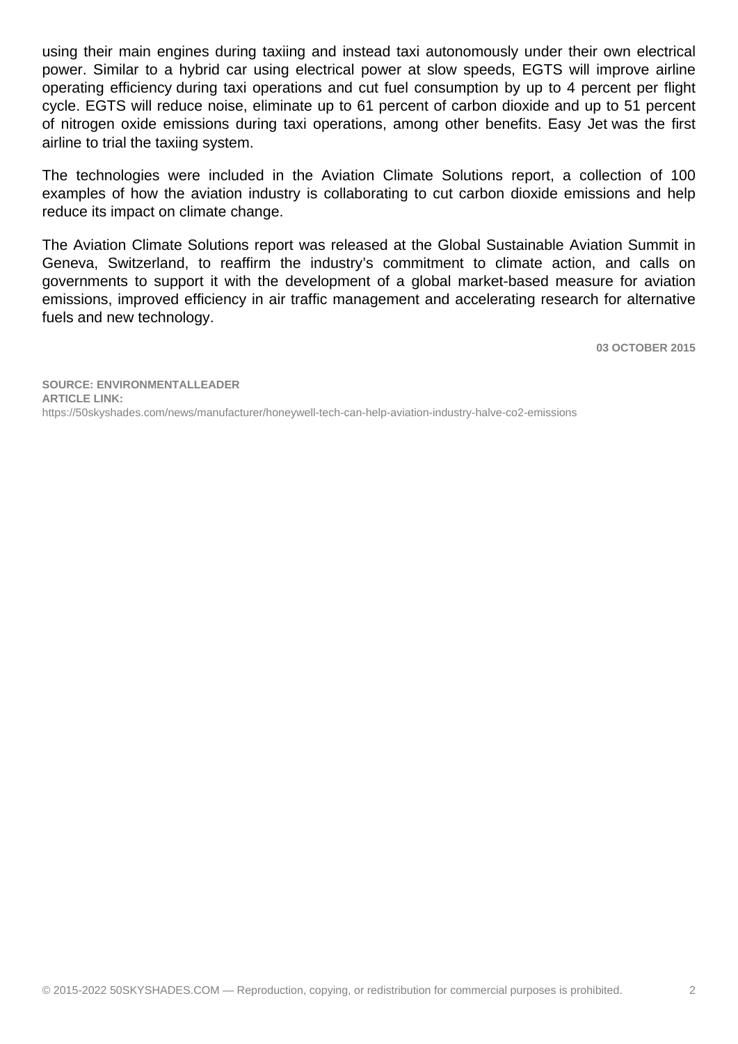using their main engines during taxiing and instead taxi autonomously under their own electrical power. Similar to a hybrid car using electrical power at slow speeds, EGTS will improve airline operating efficiency during taxi operations and cut fuel consumption by up to 4 percent per flight cycle. EGTS will reduce noise, eliminate up to 61 percent of carbon dioxide and up to 51 percent of nitrogen oxide emissions during taxi operations, among other benefits. Easy Jet was the first airline to trial the taxiing system.

The technologies were included in the Aviation Climate Solutions report, a collection of 100 examples of how the aviation industry is collaborating to cut carbon dioxide emissions and help reduce its impact on climate change.

The Aviation Climate Solutions report was released at the Global Sustainable Aviation Summit in Geneva, Switzerland, to reaffirm the industry's commitment to climate action, and calls on governments to support it with the development of a global market-based measure for aviation emissions, improved efficiency in air traffic management and accelerating research for alternative fuels and new technology.

**03 OCTOBER 2015**

**SOURCE: ENVIRONMENTALLEADER**
**ARTICLE LINK:**
https://50skyshades.com/news/manufacturer/honeywell-tech-can-help-aviation-industry-halve-co2-emissions

© 2015-2022 50SKYSHADES.COM — Reproduction, copying, or redistribution for commercial purposes is prohibited.